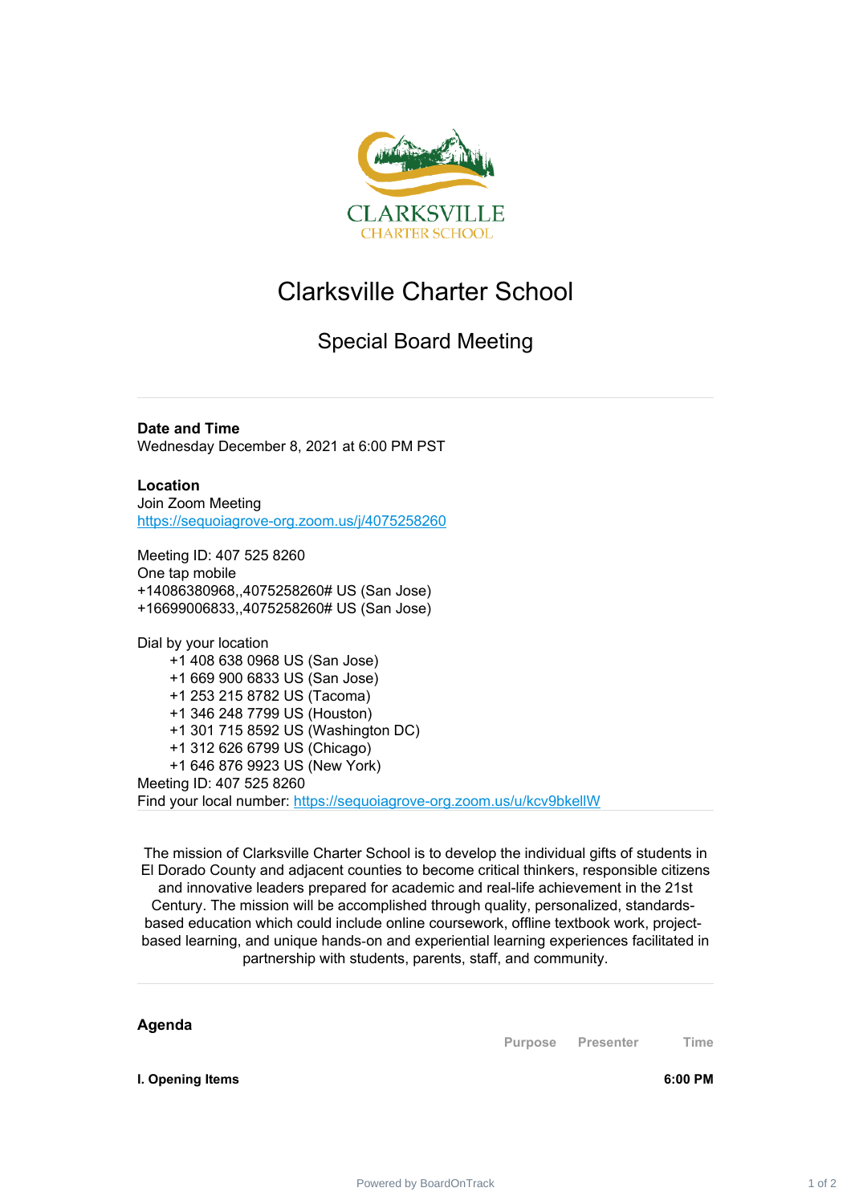# Clarksville Charter School

## Special Board Meeting

**Date and Time**
Wednesday December 8, 2021 at 6:00 PM PST

**Location**
Join Zoom Meeting
https://sequoiagrove-org.zoom.us/j/4075258260

Meeting ID: 407 525 8260
One tap mobile
+14086380968,,4075258260# US (San Jose)
+16699006833,,4075258260# US (San Jose)

Dial by your location
+1 408 638 0968 US (San Jose)
+1 669 900 6833 US (San Jose)
+1 253 215 8782 US (Tacoma)
+1 346 248 7799 US (Houston)
+1 301 715 8592 US (Washington DC)
+1 312 626 6799 US (Chicago)
+1 646 876 9923 US (New York)
Meeting ID: 407 525 8260
Find your local number: https://sequoiagrove-org.zoom.us/u/kcv9bkellW

The mission of Clarksville Charter School is to develop the individual gifts of students in El Dorado County and adjacent counties to become critical thinkers, responsible citizens and innovative leaders prepared for academic and real-life achievement in the 21st Century. The mission will be accomplished through quality, personalized, standards-based education which could include online coursework, offline textbook work, project-based learning, and unique hands-on and experiential learning experiences facilitated in partnership with students, parents, staff, and community.

**Agenda**

| | Purpose | Presenter | Time |
|---|---|---|---|
| **I. Opening Items** | | | **6:00 PM** |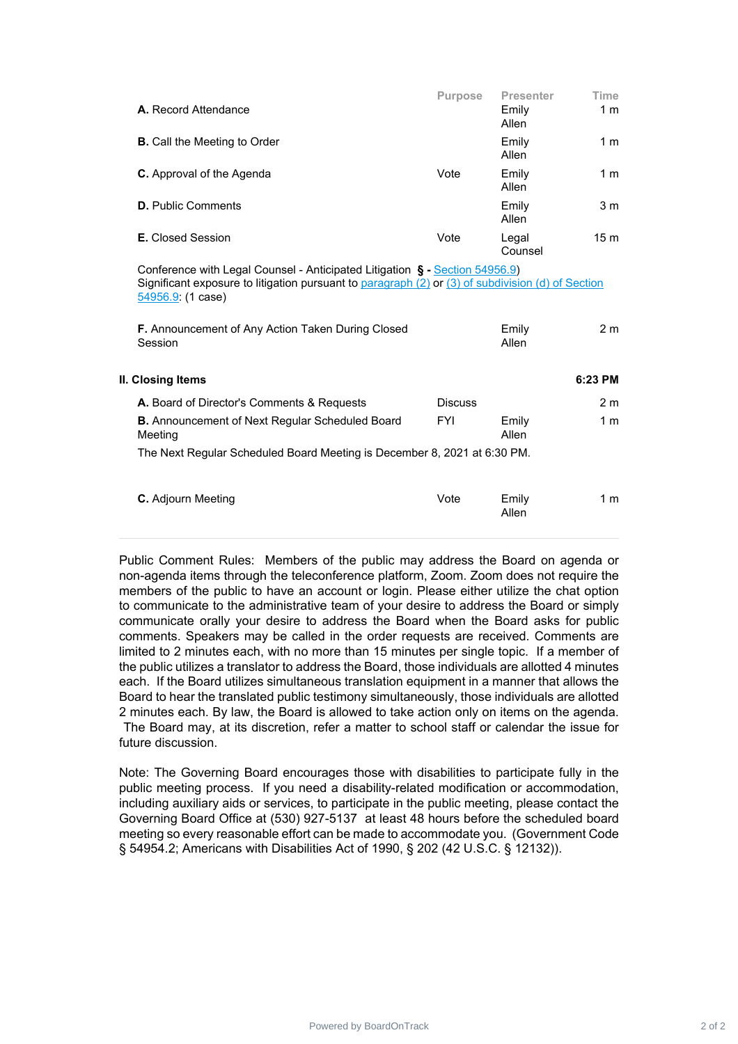| | Purpose | Presenter | Time |
|---|---|---|---|
| **A.** Record Attendance | | Emily Allen | 1 m |
| **B.** Call the Meeting to Order | | Emily Allen | 1 m |
| **C.** Approval of the Agenda | Vote | Emily Allen | 1 m |
| **D.** Public Comments | | Emily Allen | 3 m |
| **E.** Closed Session | Vote | Legal Counsel | 15 m |

Conference with Legal Counsel - Anticipated Litigation **§ -** Section 54956.9)
Significant exposure to litigation pursuant to paragraph (2) or (3) of subdivision (d) of Section 54956.9: (1 case)

| | | | |
|---|---|---|---|
| **F.** Announcement of Any Action Taken During Closed Session | | Emily Allen | 2 m |

## II. Closing Items — 6:23 PM

| | | | |
|---|---|---|---|
| **A.** Board of Director's Comments & Requests | Discuss | | 2 m |
| **B.** Announcement of Next Regular Scheduled Board Meeting | FYI | Emily Allen | 1 m |

The Next Regular Scheduled Board Meeting is December 8, 2021 at 6:30 PM.

| | | | |
|---|---|---|---|
| **C.** Adjourn Meeting | Vote | Emily Allen | 1 m |

---

Public Comment Rules: Members of the public may address the Board on agenda or non-agenda items through the teleconference platform, Zoom. Zoom does not require the members of the public to have an account or login. Please either utilize the chat option to communicate to the administrative team of your desire to address the Board or simply communicate orally your desire to address the Board when the Board asks for public comments. Speakers may be called in the order requests are received. Comments are limited to 2 minutes each, with no more than 15 minutes per single topic. If a member of the public utilizes a translator to address the Board, those individuals are allotted 4 minutes each. If the Board utilizes simultaneous translation equipment in a manner that allows the Board to hear the translated public testimony simultaneously, those individuals are allotted 2 minutes each. By law, the Board is allowed to take action only on items on the agenda. The Board may, at its discretion, refer a matter to school staff or calendar the issue for future discussion.

Note: The Governing Board encourages those with disabilities to participate fully in the public meeting process. If you need a disability-related modification or accommodation, including auxiliary aids or services, to participate in the public meeting, please contact the Governing Board Office at (530) 927-5137 at least 48 hours before the scheduled board meeting so every reasonable effort can be made to accommodate you. (Government Code § 54954.2; Americans with Disabilities Act of 1990, § 202 (42 U.S.C. § 12132)).